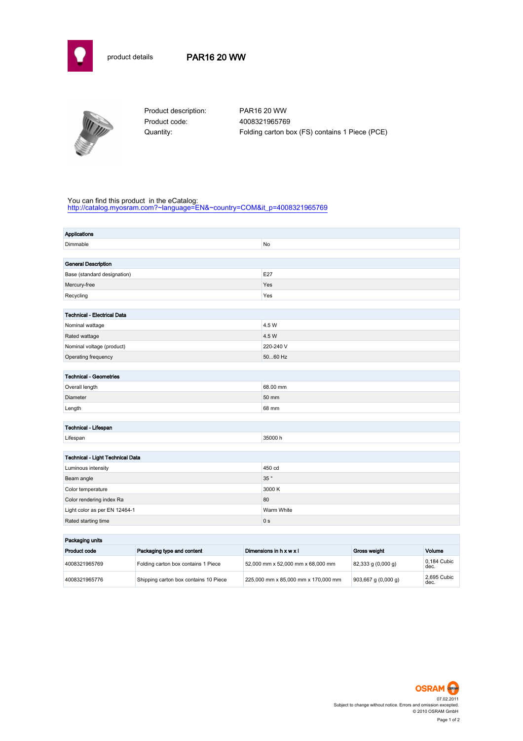product details

# PAR16 20 WW

| | |
|---|---|
| Product description: | PAR16 20 WW |
| Product code: | 4008321965769 |
| Quantity: | Folding carton box (FS) contains 1 Piece (PCE) |

You can find this product in the eCatalog:
http://catalog.myosram.com?~language=EN&~country=COM&it_p=4008321965769

| Applications | |
|---|---|
| Dimmable | No |

| General Description | |
|---|---|
| Base (standard designation) | E27 |
| Mercury-free | Yes |
| Recycling | Yes |

| Technical - Electrical Data | |
|---|---|
| Nominal wattage | 4.5 W |
| Rated wattage | 4.5 W |
| Nominal voltage (product) | 220-240 V |
| Operating frequency | 50...60 Hz |

| Technical - Geometries | |
|---|---|
| Overall length | 68.00 mm |
| Diameter | 50 mm |
| Length | 68 mm |

| Technical - Lifespan | |
|---|---|
| Lifespan | 35000 h |

| Technical - Light Technical Data | |
|---|---|
| Luminous intensity | 450 cd |
| Beam angle | 35 ° |
| Color temperature | 3000 K |
| Color rendering index Ra | 80 |
| Light color as per EN 12464-1 | Warm White |
| Rated starting time | 0 s |

**Packaging units**

| Product code | Packaging type and content | Dimensions in h x w x l | Gross weight | Volume |
|---|---|---|---|---|
| 4008321965769 | Folding carton box contains 1 Piece | 52,000 mm x 52,000 mm x 68,000 mm | 82,333 g (0,000 g) | 0,184 Cubic dec. |
| 4008321965776 | Shipping carton box contains 10 Piece | 225,000 mm x 85,000 mm x 170,000 mm | 903,667 g (0,000 g) | 2,695 Cubic dec. |

OSRAM

07.02.2011

Subject to change without notice. Errors and omission excepted.

© 2010 OSRAM GmbH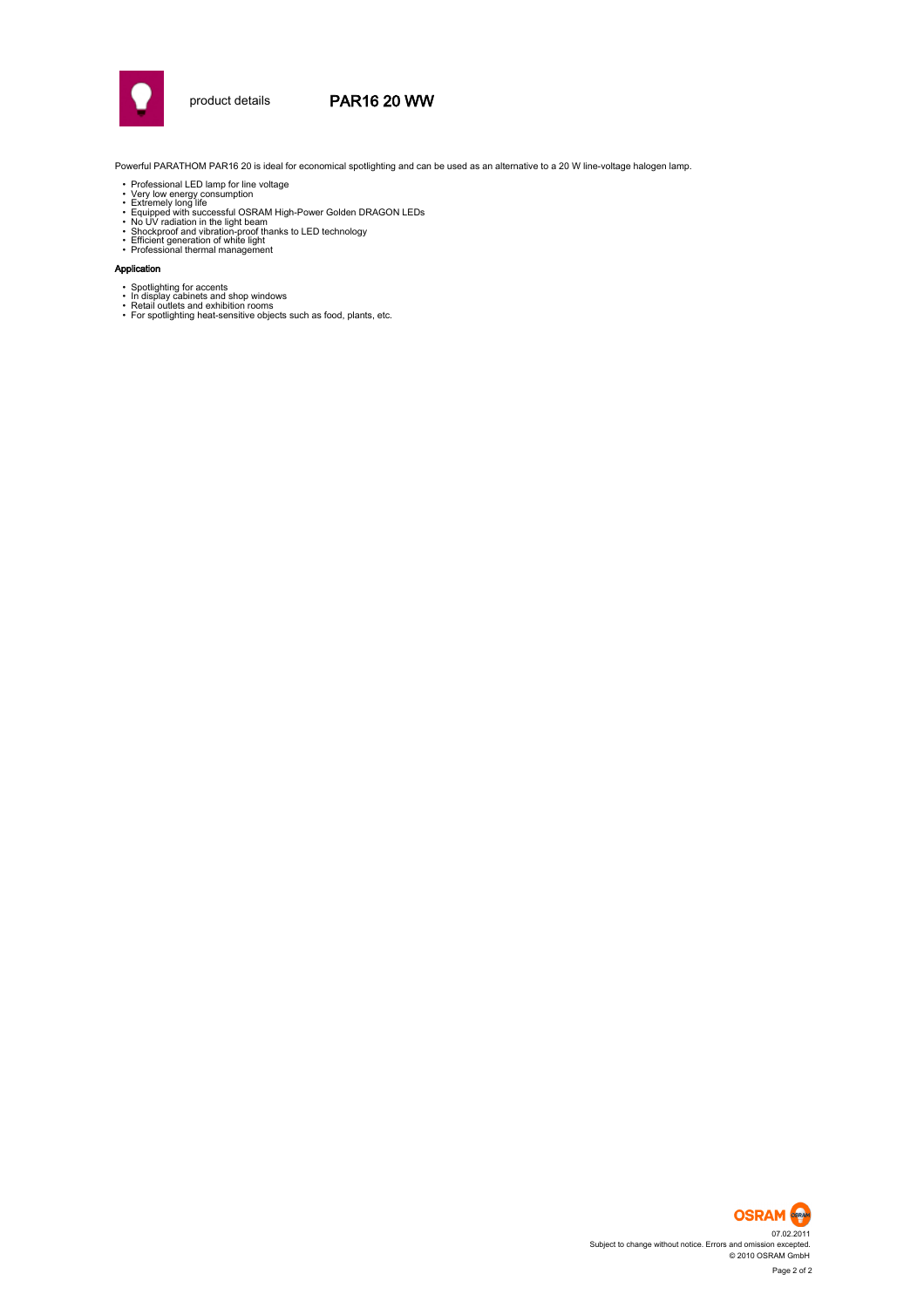product details

# PAR16 20 WW

Powerful PARATHOM PAR16 20 is ideal for economical spotlighting and can be used as an alternative to a 20 W line-voltage halogen lamp.

- Professional LED lamp for line voltage
- Very low energy consumption
- Extremely long life
- Equipped with successful OSRAM High-Power Golden DRAGON LEDs
- No UV radiation in the light beam
- Shockproof and vibration-proof thanks to LED technology
- Efficient generation of white light
- Professional thermal management

## Application

- Spotlighting for accents
- In display cabinets and shop windows
- Retail outlets and exhibition rooms
- For spotlighting heat-sensitive objects such as food, plants, etc.

OSRAM

07.02.2011

Subject to change without notice. Errors and omission excepted.

© 2010 OSRAM GmbH